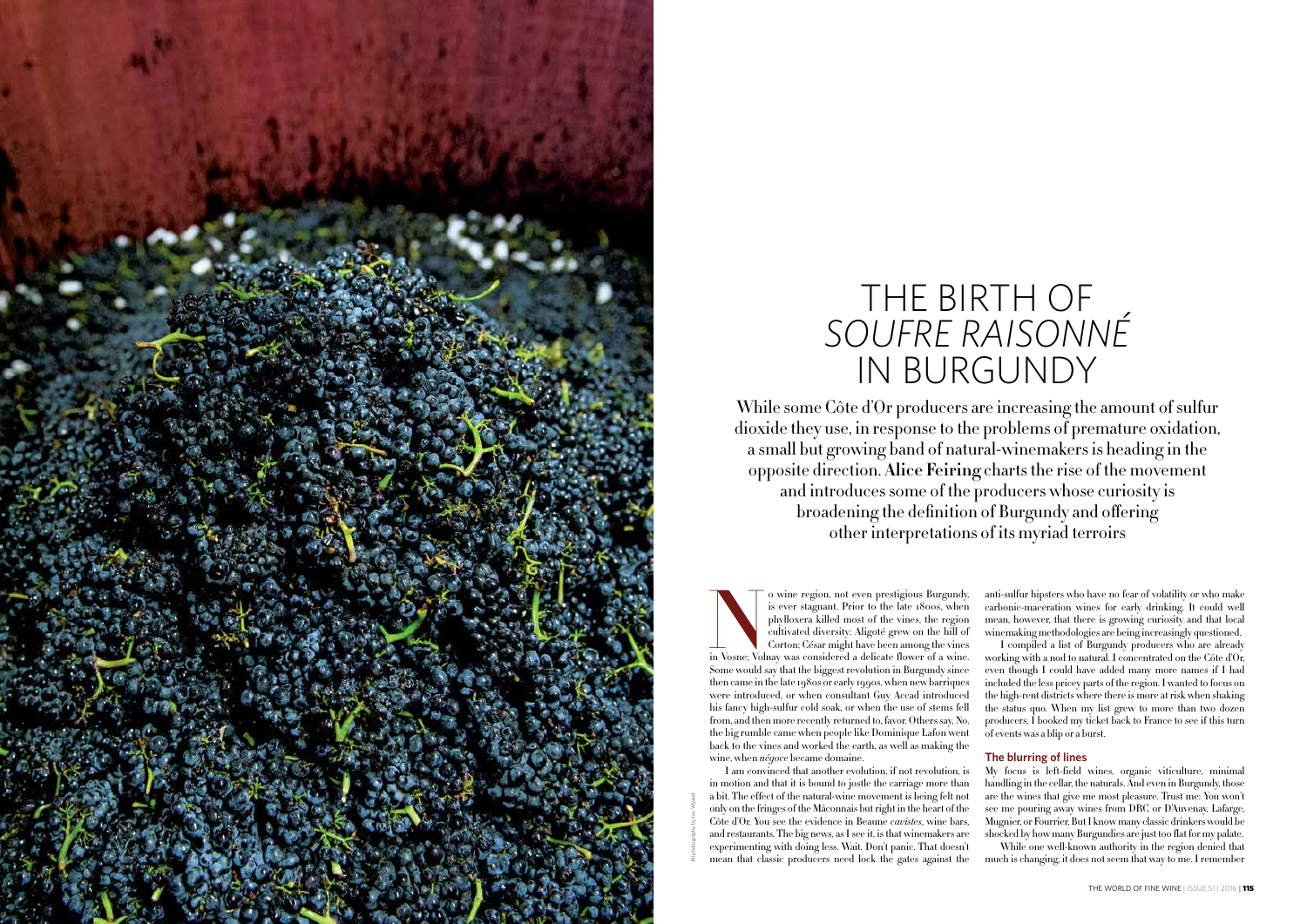# THE BIRTH OF *SOUFRE RAISONNÉ* IN BURGUNDY

While some Côte d'Or producers are increasing the amount of sulfur dioxide they use, in response to the problems of premature oxidation, a small but growing band of natural-winemakers is heading in the opposite direction. **Alice Feiring** charts the rise of the movement and introduces some of the producers whose curiosity is broadening the definition of Burgundy and offering other interpretations of its myriad terroirs

No wine region, not even prestigious Burgundy, is ever stagnant. Prior to the late 1800s, when phylloxera killed most of the vines, the region cultivated diversity: Aligoté grew on the hill of Corton; César might have been among the vines in Vosne; Volnay was considered a delicate flower of a wine. Some would say that the biggest revolution in Burgundy since then came in the late 1980s or early 1990s, when new barriques were introduced, or when consultant Guy Accad introduced his fancy high-sulfur cold soak, or when the use of stems fell from, and then more recently returned to, favor. Others say, No, the big rumble came when people like Dominique Lafon went back to the vines and worked the earth, as well as making the wine, when *négoce* became domaine.

I am convinced that another evolution, if not revolution, is in motion and that it is bound to jostle the carriage more than a bit. The effect of the natural-wine movement is being felt not only on the fringes of the Mâconnais but right in the heart of the Côte d'Or. You see the evidence in Beaune *cavistes*, wine bars, and restaurants. The big news, as I see it, is that winemakers are experimenting with doing less. Wait. Don't panic. That doesn't mean that classic producers need lock the gates against the anti-sulfur hipsters who have no fear of volatility or who make carbonic-maceration wines for early drinking. It could well mean, however, that there is growing curiosity and that local winemaking methodologies are being increasingly questioned.

I compiled a list of Burgundy producers who are already working with a nod to natural. I concentrated on the Côte d'Or, even though I could have added many more names if I had included the less pricey parts of the region. I wanted to focus on the high-rent districts where there is more at risk when shaking the status quo. When my list grew to more than two dozen producers, I booked my ticket back to France to see if this turn of events was a blip or a burst.

## The blurring of lines

My focus is left-field wines, organic viticulture, minimal handling in the cellar, the naturals. And even in Burgundy, those are the wines that give me most pleasure. Trust me: You won't see me pouring away wines from DRC or D'Auvenay, Lafarge, Mugnier, or Fourrier. But I know many classic drinkers would be shocked by how many Burgundies are just too flat for my palate.

While one well-known authority in the region denied that much is changing, it does not seem that way to me. I remember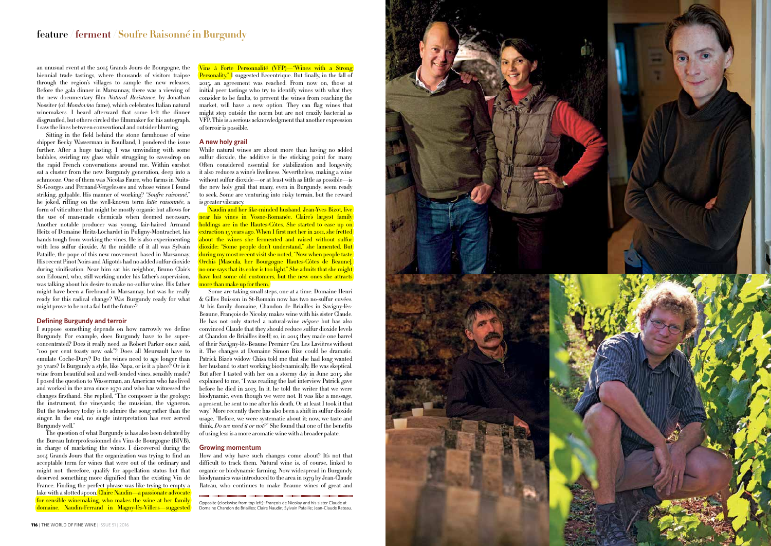an unusual event at the 2014 Grands Jours de Bourgogne, the biennial trade tastings, where thousands of visitors traipse through the region's villages to sample the new releases. Before the gala dinner in Marsannay, there was a viewing of the new documentary film *Natural Resistance*, by Jonathan Nossiter (of *Mondovino* fame), which celebrates Italian natural winemakers. I heard afterward that some left the dinner disgruntled, but others circled the filmmaker for his autograph. I saw the lines between conventional and outsider blurring.

Sitting in the field behind the stone farmhouse of wine shipper Becky Wasserman in Bouilland, I pondered the issue further. After a huge tasting, I was unwinding with some bubbles, swirling my glass while struggling to eavesdrop on the rapid French conversations around me. Within earshot sat a cluster from the new Burgundy generation, deep into a schmooze. One of them was Nicolas Faure, who farms in Nuits-St-Georges and Pernand-Vergelesses and whose wines I found striking, gulpable. His manner of working? "*Soufre raisonné*," he joked, riffing on the well-known term *lutte raisonnée*, a form of viticulture that might be mostly organic but allows for the use of man-made chemicals when deemed necessary. Another notable producer was young, fair-haired Armand Heitz of Domaine Heitz-Lochardet in Puligny-Montrachet, his hands tough from working the vines. He is also experimenting with less sulfur dioxide. At the middle of it all was Sylvain Pataille, the pope of this new movement, based in Marsannay. His recent Pinot Noirs and Aligotés had no added sulfur dioxide during vinification. Near him sat his neighbor, Bruno Clair's son Edouard, who, still working under his father's supervision, was talking about his desire to make no-sulfur wine. His father might have been a firebrand in Marsannay, but was he really ready for this radical change? Was Burgundy ready for what might prove to be not a fad but the future?

### Defining Burgundy and terroir

I suppose something depends on how narrowly we define Burgundy. For example, does Burgundy have to be superconcentrated? Does it really need, as Robert Parker once said, "100 per cent toasty new oak"? Does all Meursault have to emulate Coche-Dury? Do the wines need to age longer than 30 years? Is Burgundy a style, like Napa, or is it a place? Or is it wine from beautiful soil and well-tended vines, sensibly made? I posed the question to Wasserman, an American who has lived and worked in the area since 1970 and who has witnessed the changes firsthand. She replied, "The composer is the geology; the instrument, the vineyards; the musician, the vigneron. But the tendency today is to admire the song rather than the singer. In the end, no single interpretation has ever served Burgundy well."

The question of what Burgundy is has also been debated by the Bureau Interprofessionnel des Vins de Bourgogne (BIVB), in charge of marketing the wines. I discovered during the 2014 Grands Jours that the organization was trying to find an acceptable term for wines that were out of the ordinary and might not, therefore, qualify for appellation status but that deserved something more dignified than the existing Vin de France. Finding the perfect phrase was like trying to empty a lake with a slotted spoon. Claire Naudin—a passionate advocate for sensible winemaking, who makes the wine at her family domaine, Naudin-Ferrand in Magny-lès-Villers—suggested Vins à Forte Personnalité (VFP)—"Wines with a Strong Personality." I suggested Eccentrique. But finally, in the fall of 2015, an agreement was reached. From now on, those at initial peer tastings who try to identify wines with what they consider to be faults, to prevent the wines from reaching the market, will have a new option. They can flag wines that might step outside the norm but are not crazily bacterial as VFP. This is a serious acknowledgment that another expression of terroir is possible.

### A new holy grail

While natural wines are about more than having no added sulfur dioxide, the additive is the sticking point for many. Often considered essential for stabilization and longevity, it also reduces a wine's liveliness. Nevertheless, making a wine without sulfur dioxide—or at least with as little as possible—is the new holy grail that many, even in Burgundy, seem ready to seek. Some are venturing into risky terrain, but the reward is greater vibrancy.

Naudin and her like-minded husband, Jean-Yves Bizot, live near his vines in Vosne-Romanée. Claire's largest family holdings are in the Hautes-Côtes. She started to ease up on extraction 15 years ago. When I first met her in 2011, she fretted about the wines she fermented and raised without sulfur dioxide: "Some people don't understand," she lamented. But during my most recent visit she noted, "Now when people taste Orchis [Mascula, her Bourgogne Hautes-Côtes de Beaune], no one says that its color is too light." She admits that she might have lost some old customers, but the new ones she attracts more than make up for them.

Some are taking small steps, one at a time. Domaine Henri & Gilles Buisson in St-Romain now has two no-sulfur cuvées. At his family domaine, Chandon de Briailles in Savigny-lès-Beaune, François de Nicolay makes wine with his sister Claude. He has not only started a natural-wine *négoce* but has also convinced Claude that they should reduce sulfur dioxide levels at Chandon de Briailles itself; so, in 2014 they made one barrel of their Savigny-lès-Beaune Premier Cru Les Lavières without it. The changes at Domaine Simon Bize could be dramatic. Patrick Bize's widow Chisa told me that she had long wanted her husband to start working biodynamically. He was skeptical. But after I tasted with her on a stormy day in June 2015, she explained to me, "I was reading the last interview Patrick gave before he died in 2013. In it, he told the writer that we were biodynamic, even though we were not. It was like a message, a present, he sent to me after his death. Or at least I took it that way." More recently there has also been a shift in sulfur dioxide usage. "Before, we were systematic about it; now, we taste and think, *Do we need it or not?*" She found that one of the benefits of using less is a more aromatic wine with a broader palate.

### Growing momentum

How and why have such changes come about? It's not that difficult to track them. Natural wine is, of course, linked to organic or biodynamic farming. Now widespread in Burgundy, biodynamics was introduced to the area in 1979 by Jean-Claude Rateau, who continues to make Beaune wines of great and

Opposite (clockwise from top left): François de Nicolay and his sister Claude at Domaine Chandon de Briailles; Claire Naudin; Sylvain Pataille; Jean-Claude Rateau.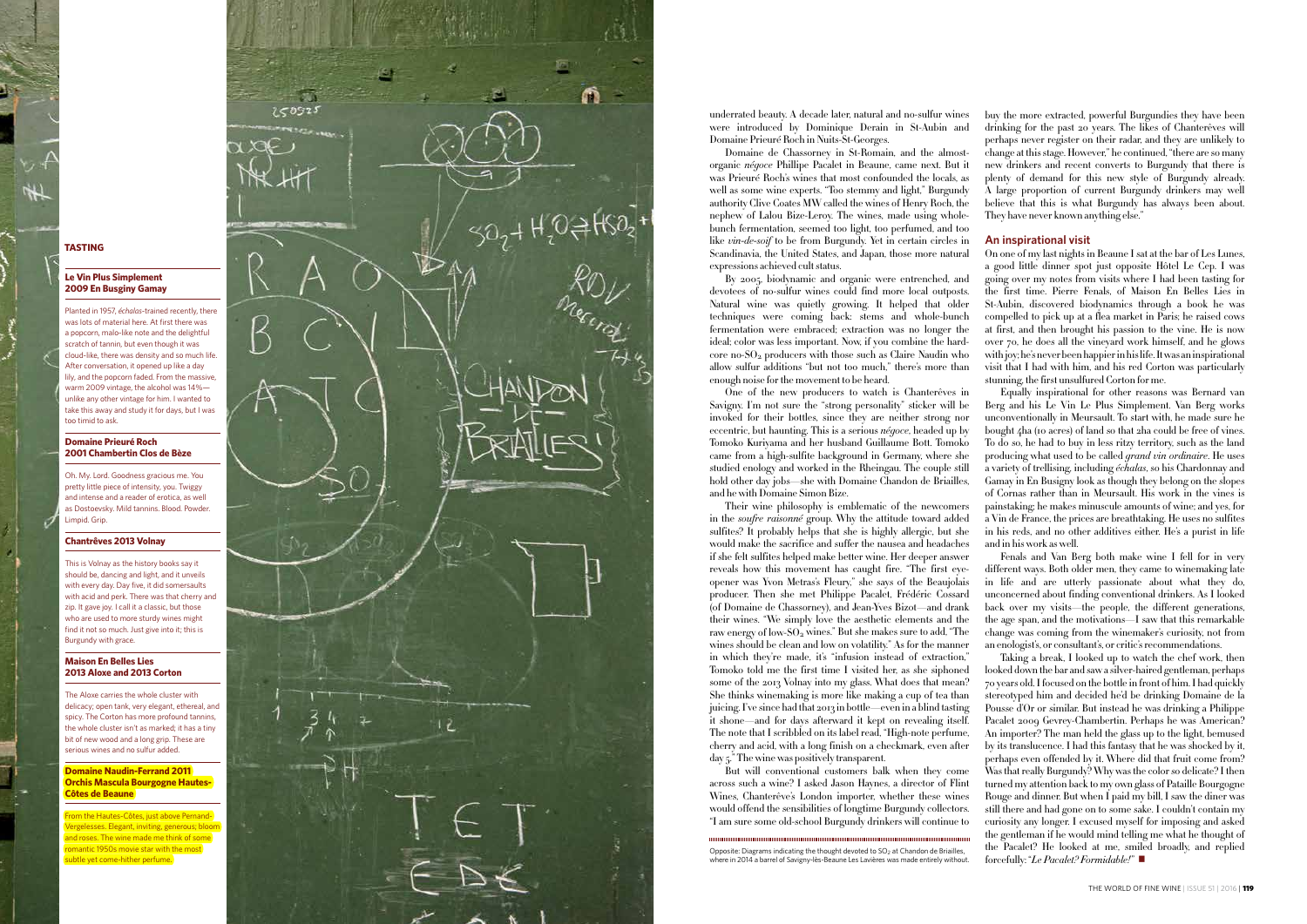## TASTING

### Le Vin Plus Simplement 2009 En Busginy Gamay

Planted in 1957, *échalas*-trained recently, there was lots of material here. At first there was a popcorn, malo-like note and the delightful scratch of tannin, but even though it was cloud-like, there was density and so much life. After conversation, it opened up like a day lily, and the popcorn faded. From the massive, warm 2009 vintage, the alcohol was 14%—unlike any other vintage for him. I wanted to take this away and study it for days, but I was too timid to ask.

### Domaine Prieuré Roch 2001 Chambertin Clos de Bèze

Oh. My. Lord. Goodness gracious me. You pretty little piece of intensity, you. Twiggy and intense and a reader of erotica, as well as Dostoevsky. Mild tannins. Blood. Powder. Limpid. Grip.

### Chantrêves 2013 Volnay

This is Volnay as the history books say it should be, dancing and light, and it unveils with every day. Day five, it did somersaults with acid and perk. There was that cherry and zip. It gave joy. I call it a classic, but those who are used to more sturdy wines might find it not so much. Just give into it; this is Burgundy with grace.

### Maison En Belles Lies 2013 Aloxe and 2013 Corton

The Aloxe carries the whole cluster with delicacy; open tank, very elegant, ethereal, and spicy. The Corton has more profound tannins, the whole cluster isn't as marked; it has a tiny bit of new wood and a long grip. These are serious wines and no sulfur added.

### Domaine Naudin-Ferrand 2011 Orchis Mascula Bourgogne Hautes-Côtes de Beaune

From the Hautes-Côtes, just above Pernand-Vergelesses. Elegant, inviting, generous; bloom and roses. The wine made me think of some romantic 1950s movie star with the most subtle yet come-hither perfume.

underrated beauty. A decade later, natural and no-sulfur wines were introduced by Dominique Derain in St-Aubin and Domaine Prieuré Roch in Nuits-St-Georges.

Domaine de Chassorney in St-Romain, and the almost-organic *négoce* Phillipe Pacalet in Beaune, came next. But it was Prieuré Roch's wines that most confounded the locals, as well as some wine experts. "Too stemmy and light," Burgundy authority Clive Coates MW called the wines of Henry Roch, the nephew of Lalou Bize-Leroy. The wines, made using whole-bunch fermentation, seemed too light, too perfumed, and too like *vin-de-soif* to be from Burgundy. Yet in certain circles in Scandinavia, the United States, and Japan, those more natural expressions achieved cult status.

By 2005, biodynamic and organic were entrenched, and devotees of no-sulfur wines could find more local outposts. Natural wine was quietly growing. It helped that older techniques were coming back: stems and whole-bunch fermentation were embraced; extraction was no longer the ideal; color was less important. Now, if you combine the hard-core no-$SO_2$ producers with those such as Claire Naudin who allow sulfur additions "but not too much," there's more than enough noise for the movement to be heard.

One of the new producers to watch is Chantrêves in Savigny. I'm not sure the "strong personality" sticker will be invoked for their bottles, since they are neither strong nor eccentric, but haunting. This is a serious *négoce*, headed up by Tomoko Kuriyama and her husband Guillaume Bott. Tomoko came from a high-sulfite background in Germany, where she studied enology and worked in the Rheingau. The couple still hold other day jobs—she with Domaine Chandon de Briailles, and he with Domaine Simon Bize.

Their wine philosophy is emblematic of the newcomers in the *soufre raisonné* group. Why the attitude toward added sulfites? It probably helps that she is highly allergic, but she would make the sacrifice and suffer the nausea and headaches if she felt sulfites helped make better wine. Her deeper answer reveals how this movement has caught fire. "The first eye-opener was Yvon Metras's Fleury," she says of the Beaujolais producer. Then she met Philippe Pacalet, Frédéric Cossard (of Domaine de Chassorney), and Jean-Yves Bizot—and drank their wines. "We simply love the aesthetic elements and the raw energy of low-$SO_2$ wines." But she makes sure to add, "The wines should be clean and low on volatility." As for the manner in which they're made, it's "infusion instead of extraction," Tomoko told me the first time I visited her, as she siphoned some of the 2013 Volnay into my glass. What does that mean? She thinks winemaking is more like making a cup of tea than juicing. I've since had that 2013 in bottle—even in a blind tasting it shone—and for days afterward it kept on revealing itself. The note that I scribbled on its label read, "High-note perfume, cherry and acid, with a long finish on a checkmark, even after day 5." The wine was positively transparent.

But will conventional customers balk when they come across such a wine? I asked Jason Haynes, a director of Flint Wines, Chantrêve's London importer, whether these wines would offend the sensibilities of longtime Burgundy collectors. "I am sure some old-school Burgundy drinkers will continue to buy the more extracted, powerful Burgundies they have been drinking for the past 20 years. The likes of Chanterêves will perhaps never register on their radar, and they are unlikely to change at this stage. However," he continued, "there are so many new drinkers and recent converts to Burgundy that there is plenty of demand for this new style of Burgundy already. A large proportion of current Burgundy drinkers may well believe that this is what Burgundy has always been about. They have never known anything else."

## An inspirational visit

On one of my last nights in Beaune I sat at the bar of Les Lunes, a good little dinner spot just opposite Hôtel Le Cep. I was going over my notes from visits where I had been tasting for the first time. Pierre Fenals, of Maison En Belles Lies in St-Aubin, discovered biodynamics through a book he was compelled to pick up at a flea market in Paris; he raised cows at first, and then brought his passion to the vine. He is now over 70, he does all the vineyard work himself, and he glows with joy; he's never been happier in his life. It was an inspirational visit that I had with him, and his red Corton was particularly stunning, the first unsulfured Corton for me.

Equally inspirational for other reasons was Bernard van Berg and his Le Vin Le Plus Simplement. Van Berg works unconventionally in Meursault. To start with, he made sure he bought 4ha (10 acres) of land so that 2ha could be free of vines. To do so, he had to buy in less ritzy territory, such as the land producing what used to be called *grand vin ordinaire*. He uses a variety of trellising, including *échalas*, so his Chardonnay and Gamay in En Busigny look as though they belong on the slopes of Cornas rather than in Meursault. His work in the vines is painstaking; he makes minuscule amounts of wine; and yes, for a Vin de France, the prices are breathtaking. He uses no sulfites in his reds, and no other additives either. He's a purist in life and in his work as well.

Fenals and Van Berg both make wine I fell for in very different ways. Both older men, they came to winemaking late in life and are utterly passionate about what they do, unconcerned about finding conventional drinkers. As I looked back over my visits—the people, the different generations, the age span, and the motivations—I saw that this remarkable change was coming from the winemaker's curiosity, not from an enologist's, or consultant's, or critic's recommendations.

Taking a break, I looked up to watch the chef work, then looked down the bar and saw a silver-haired gentleman, perhaps 70 years old. I focused on the bottle in front of him. I had quickly stereotyped him and decided he'd be drinking Domaine de la Pousse d'Or or similar. But instead he was drinking a Philippe Pacalet 2009 Gevrey-Chambertin. Perhaps he was American? An importer? The man held the glass up to the light, bemused by its translucence. I had this fantasy that he was shocked by it, perhaps even offended by it. Where did that fruit come from? Was that really Burgundy? Why was the color so delicate? I then turned my attention back to my own glass of Pataille Bourgogne Rouge and dinner. But when I paid my bill, I saw the diner was still there and had gone on to some sake. I couldn't contain my curiosity any longer. I excused myself for imposing and asked the gentleman if he would mind telling me what he thought of the Pacalet? He looked at me, smiled broadly, and replied forcefully: "*Le Pacalet? Formidable!*" ■

Opposite: Diagrams indicating the thought devoted to $SO_2$ at Chandon de Briailles, where in 2014 a barrel of Savigny-lès-Beaune Les Lavières was made entirely without.